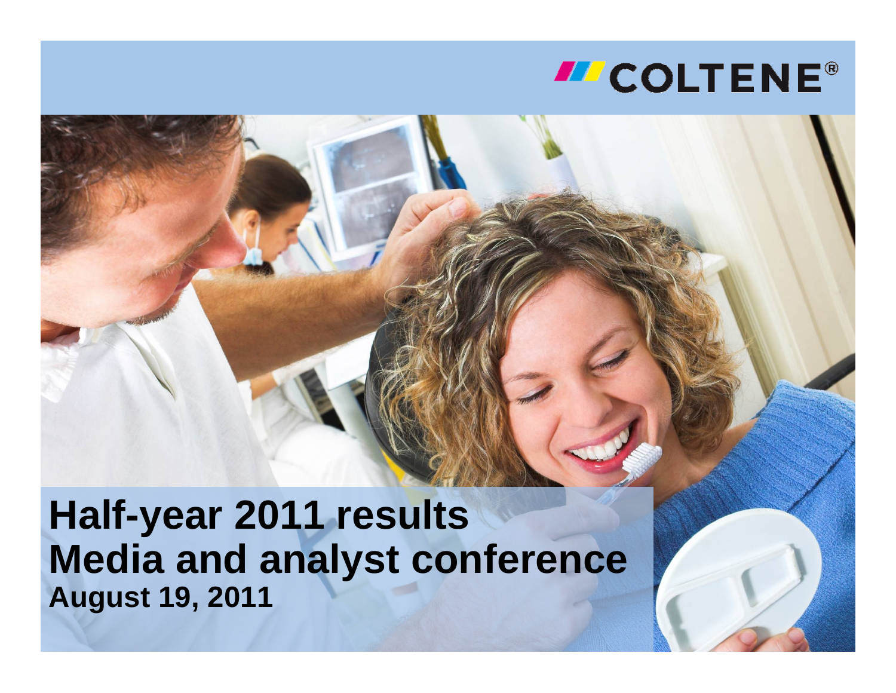COLTENE®

# Half-year 2011 results
# Media and analyst conference
**August 19, 2011**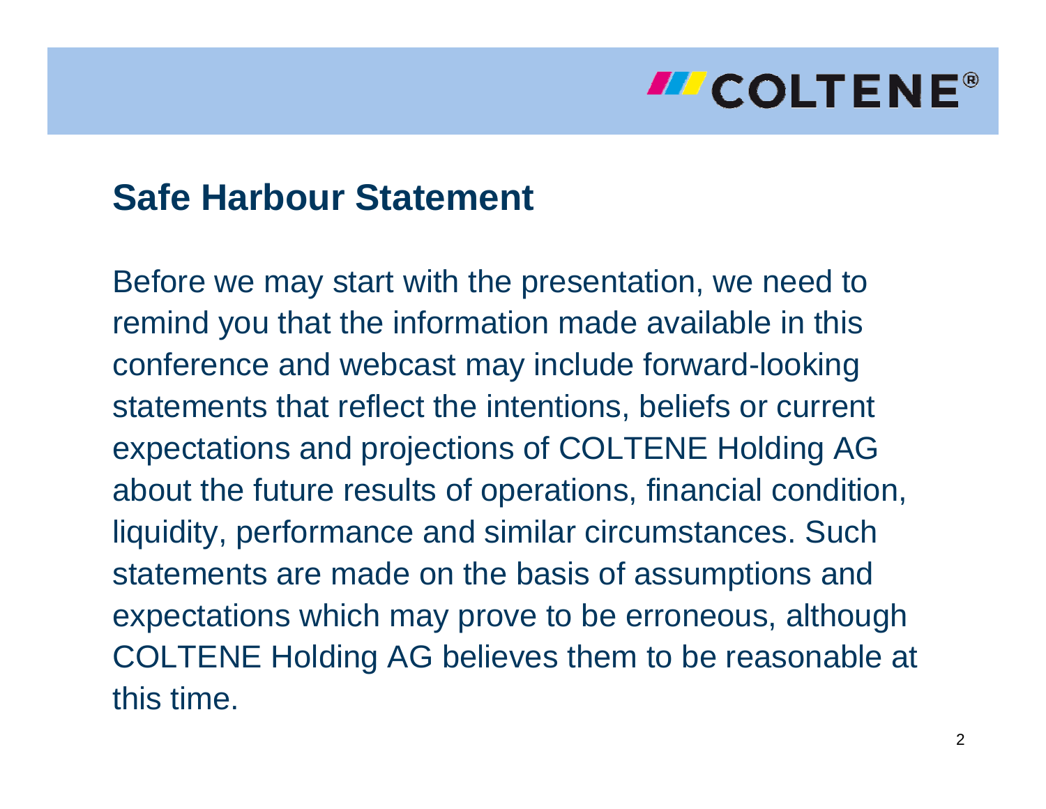## Safe Harbour Statement

Before we may start with the presentation, we need to remind you that the information made available in this conference and webcast may include forward-looking statements that reflect the intentions, beliefs or current expectations and projections of COLTENE Holding AG about the future results of operations, financial condition, liquidity, performance and similar circumstances. Such statements are made on the basis of assumptions and expectations which may prove to be erroneous, although COLTENE Holding AG believes them to be reasonable at this time.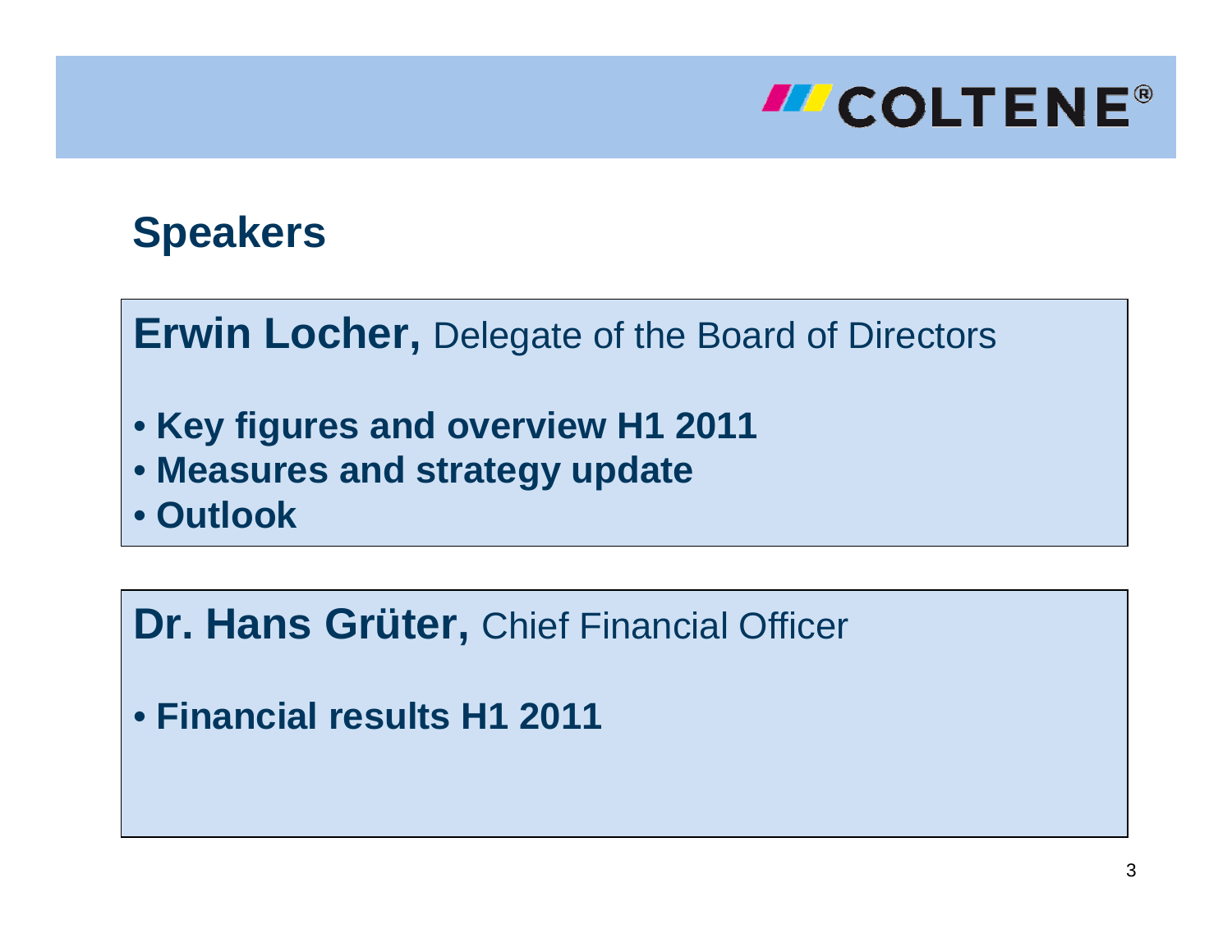# Speakers

**Erwin Locher,** Delegate of the Board of Directors

- **Key figures and overview H1 2011**
- **Measures and strategy update**
- **Outlook**

**Dr. Hans Grüter,** Chief Financial Officer

- **Financial results H1 2011**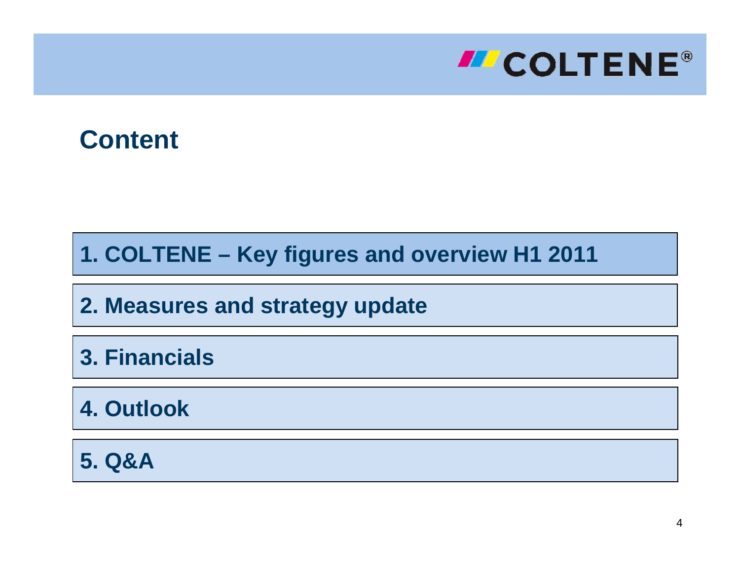# Content

1. COLTENE – Key figures and overview H1 2011
2. Measures and strategy update
3. Financials
4. Outlook
5. Q&A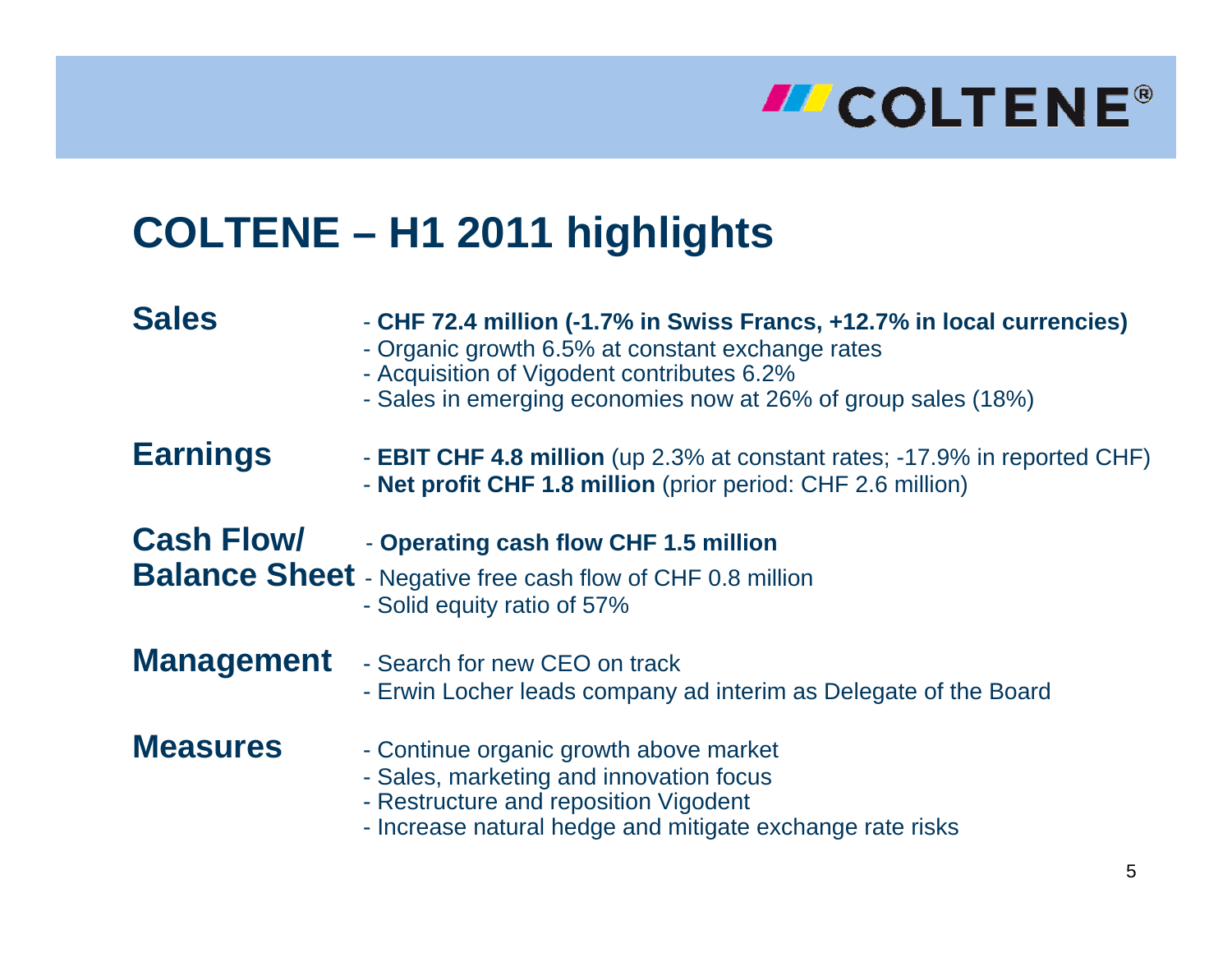# COLTENE – H1 2011 highlights

**Sales**

- **CHF 72.4 million (-1.7% in Swiss Francs, +12.7% in local currencies)**
- Organic growth 6.5% at constant exchange rates
- Acquisition of Vigodent contributes 6.2%
- Sales in emerging economies now at 26% of group sales (18%)

**Earnings**

- **EBIT CHF 4.8 million** (up 2.3% at constant rates; -17.9% in reported CHF)
- **Net profit CHF 1.8 million** (prior period: CHF 2.6 million)

**Cash Flow/ Balance Sheet**

- **Operating cash flow CHF 1.5 million**
- Negative free cash flow of CHF 0.8 million
- Solid equity ratio of 57%

**Management**

- Search for new CEO on track
- Erwin Locher leads company ad interim as Delegate of the Board

**Measures**

- Continue organic growth above market
- Sales, marketing and innovation focus
- Restructure and reposition Vigodent
- Increase natural hedge and mitigate exchange rate risks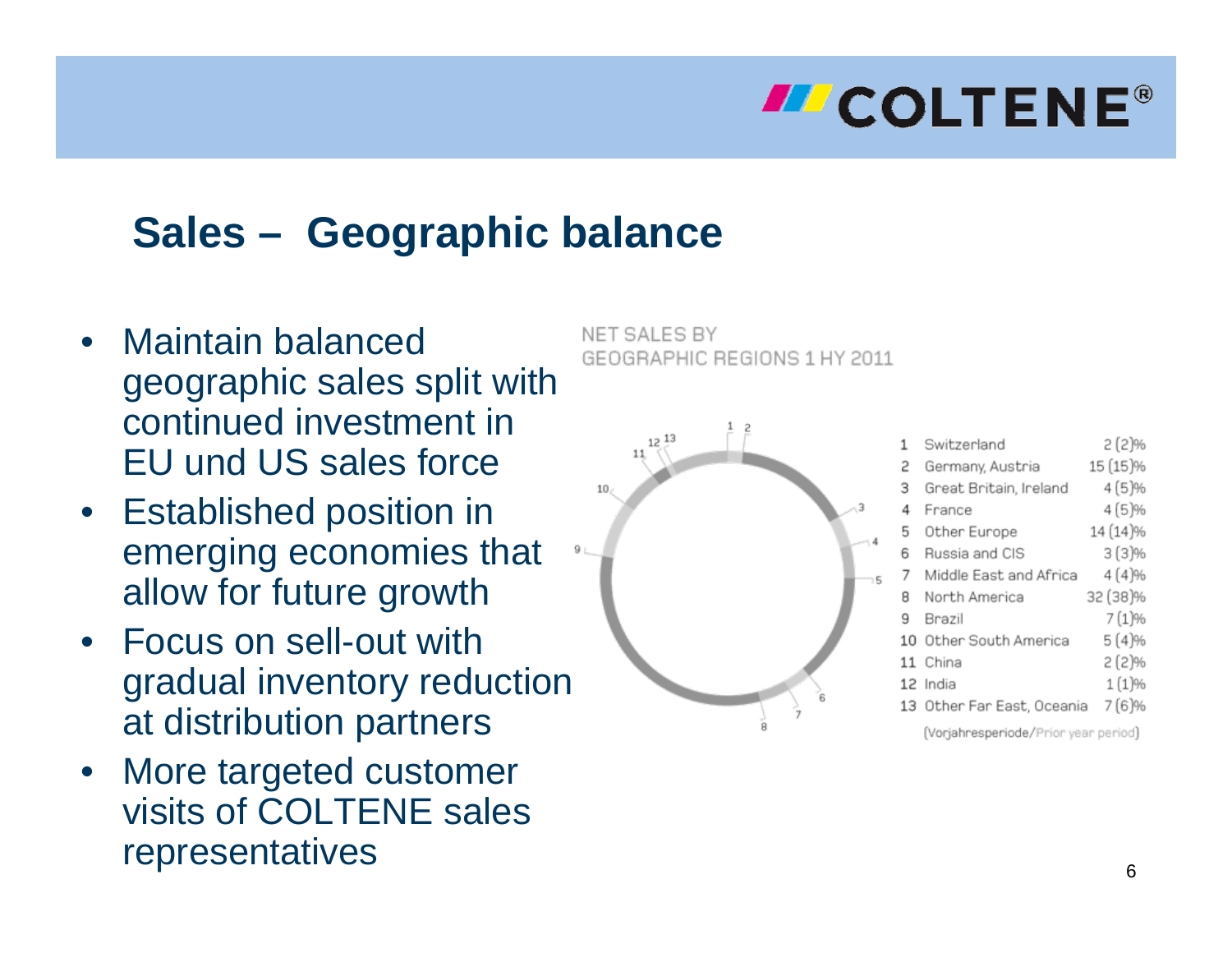## Sales – Geographic balance

- Maintain balanced geographic sales split with continued investment in EU und US sales force
- Established position in emerging economies that allow for future growth
- Focus on sell-out with gradual inventory reduction at distribution partners
- More targeted customer visits of COLTENE sales representatives

NET SALES BY GEOGRAPHIC REGIONS 1 HY 2011

| | Region | % |
|---|---|---|
| 1 | Switzerland | 2 (2)% |
| 2 | Germany, Austria | 15 (15)% |
| 3 | Great Britain, Ireland | 4 (5)% |
| 4 | France | 4 (5)% |
| 5 | Other Europe | 14 (14)% |
| 6 | Russia and CIS | 3 (3)% |
| 7 | Middle East and Africa | 4 (4)% |
| 8 | North America | 32 (38)% |
| 9 | Brazil | 7 (1)% |
| 10 | Other South America | 5 (4)% |
| 11 | China | 2 (2)% |
| 12 | India | 1 (1)% |
| 13 | Other Far East, Oceania | 7 (6)% |

(Vorjahresperiode/Prior year period)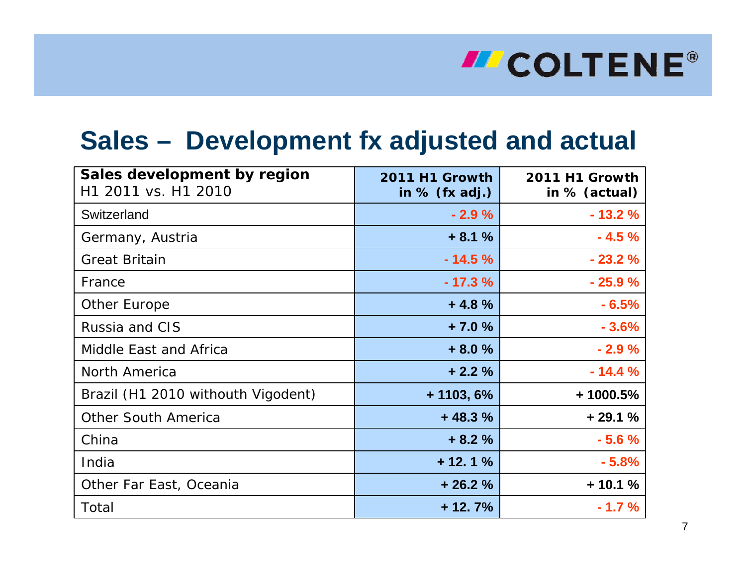# Sales – Development fx adjusted and actual

| **Sales development by region** H1 2011 vs. H1 2010 | **2011 H1 Growth in % (fx adj.)** | **2011 H1 Growth in % (actual)** |
|---|---|---|
| Switzerland | **- 2.9 %** | **- 13.2 %** |
| Germany, Austria | **+ 8.1 %** | **- 4.5 %** |
| Great Britain | **- 14.5 %** | **- 23.2 %** |
| France | **- 17.3 %** | **- 25.9 %** |
| Other Europe | **+ 4.8 %** | **- 6.5%** |
| Russia and CIS | **+ 7.0 %** | **- 3.6%** |
| Middle East and Africa | **+ 8.0 %** | **- 2.9 %** |
| North America | **+ 2.2 %** | **- 14.4 %** |
| Brazil (H1 2010 withouth Vigodent) | **+ 1103, 6%** | **+ 1000.5%** |
| Other South America | **+ 48.3 %** | **+ 29.1 %** |
| China | **+ 8.2 %** | **- 5.6 %** |
| India | **+ 12. 1 %** | **- 5.8%** |
| Other Far East, Oceania | **+ 26.2 %** | **+ 10.1 %** |
| Total | **+ 12. 7%** | **- 1.7 %** |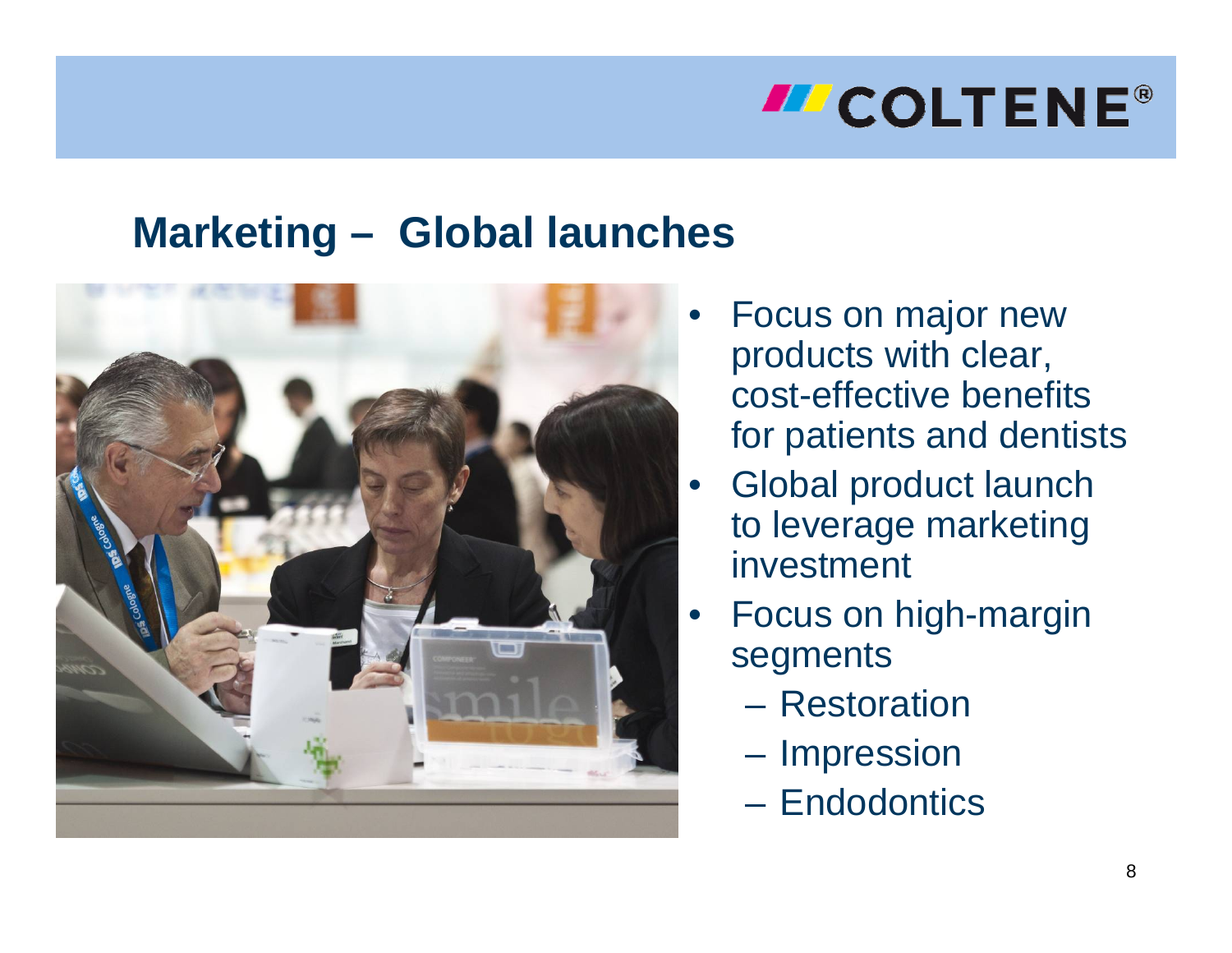## Marketing – Global launches

- Focus on major new products with clear, cost-effective benefits for patients and dentists
- Global product launch to leverage marketing investment
- Focus on high-margin segments
  - Restoration
  - Impression
  - Endodontics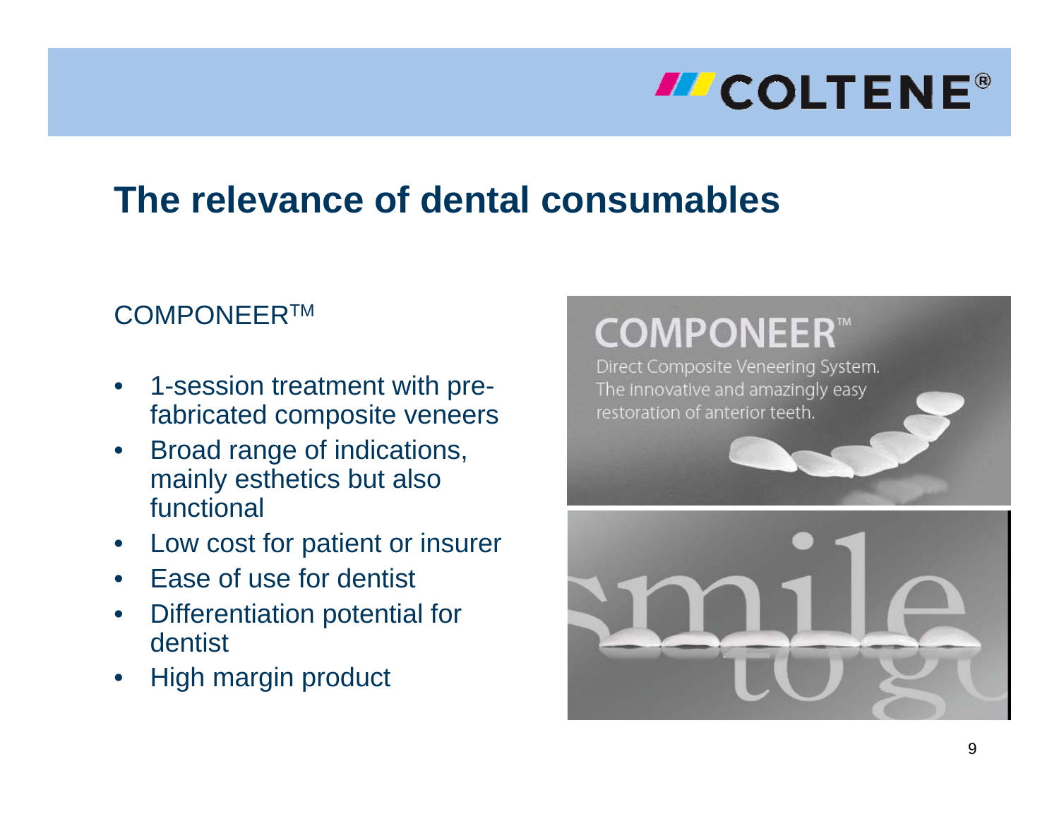# The relevance of dental consumables

COMPONEER™

- 1-session treatment with pre-fabricated composite veneers
- Broad range of indications, mainly esthetics but also functional
- Low cost for patient or insurer
- Ease of use for dentist
- Differentiation potential for dentist
- High margin product

COMPONEER™

Direct Composite Veneering System.
The innovative and amazingly easy restoration of anterior teeth.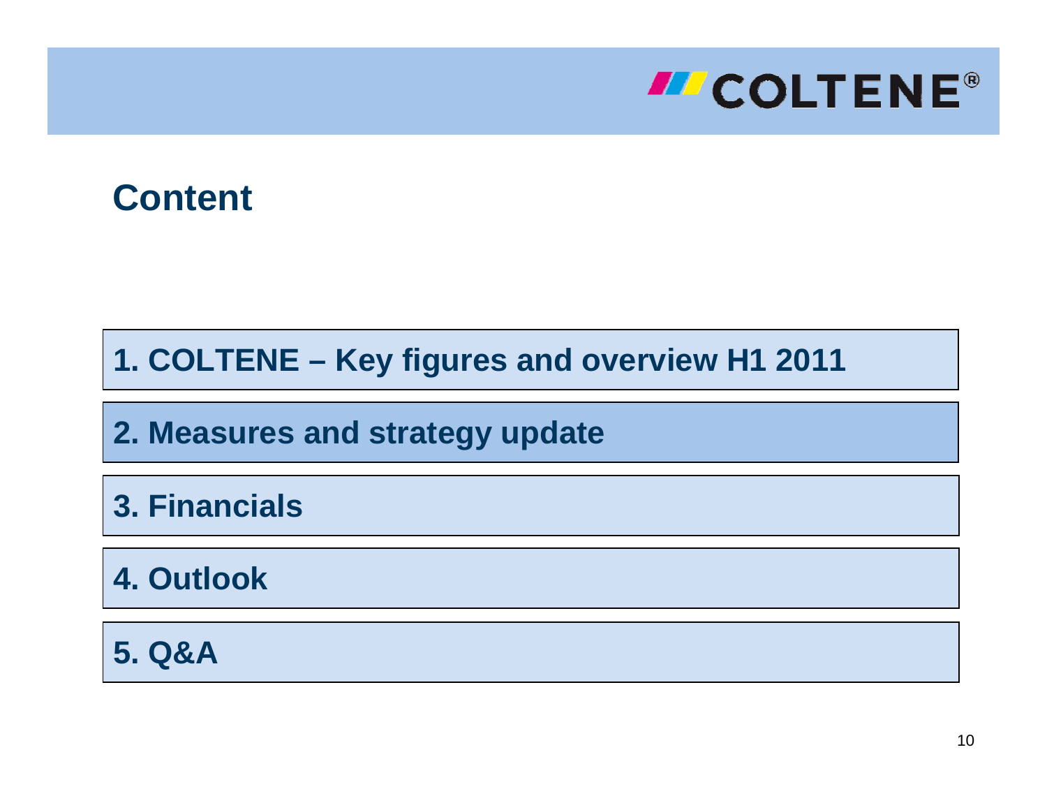# Content

1. COLTENE – Key figures and overview H1 2011

2. Measures and strategy update

3. Financials

4. Outlook

5. Q&A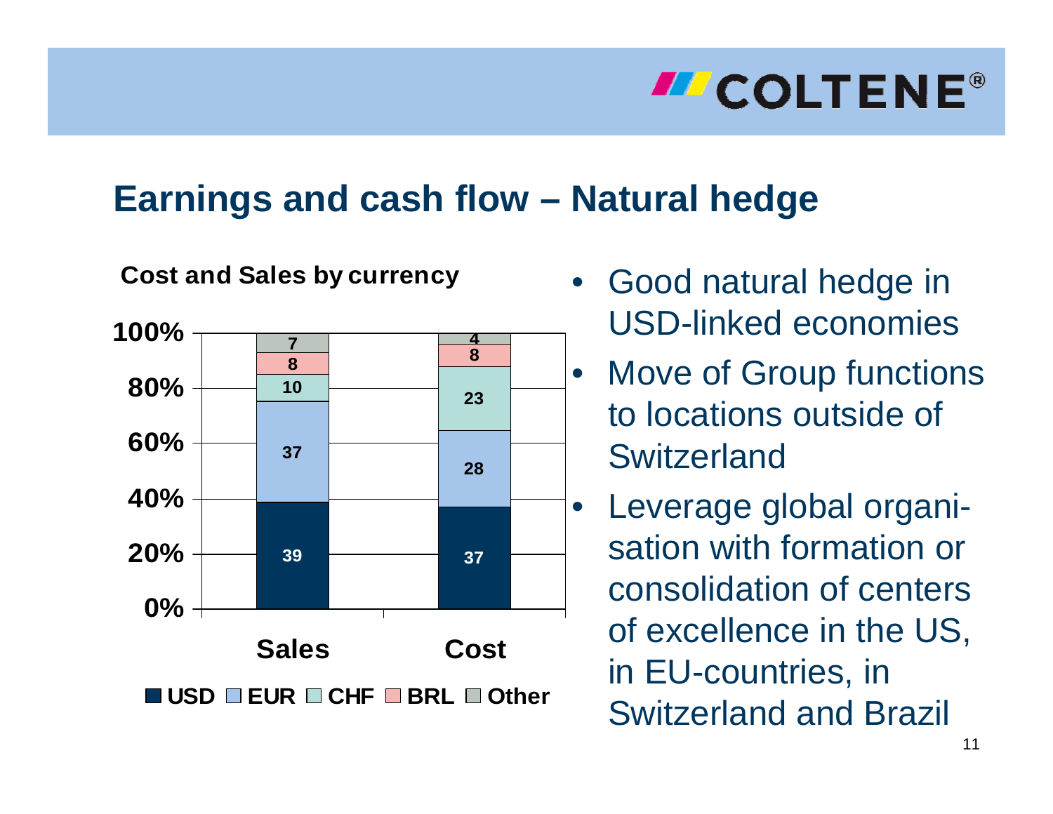## Earnings and cash flow – Natural hedge

**Cost and Sales by currency**

| | Sales | Cost |
|---|---|---|
| USD | 39 | 37 |
| EUR | 37 | 28 |
| CHF | 10 | 23 |
| BRL | 8 | 8 |
| Other | 7 | 4 |

- Good natural hedge in USD-linked economies
- Move of Group functions to locations outside of Switzerland
- Leverage global organisation with formation or consolidation of centers of excellence in the US, in EU-countries, in Switzerland and Brazil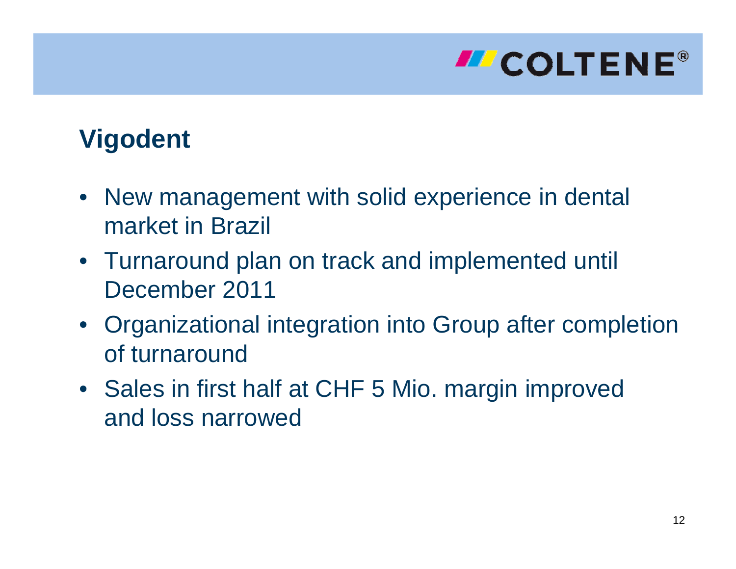# Vigodent

- New management with solid experience in dental market in Brazil
- Turnaround plan on track and implemented until December 2011
- Organizational integration into Group after completion of turnaround
- Sales in first half at CHF 5 Mio. margin improved and loss narrowed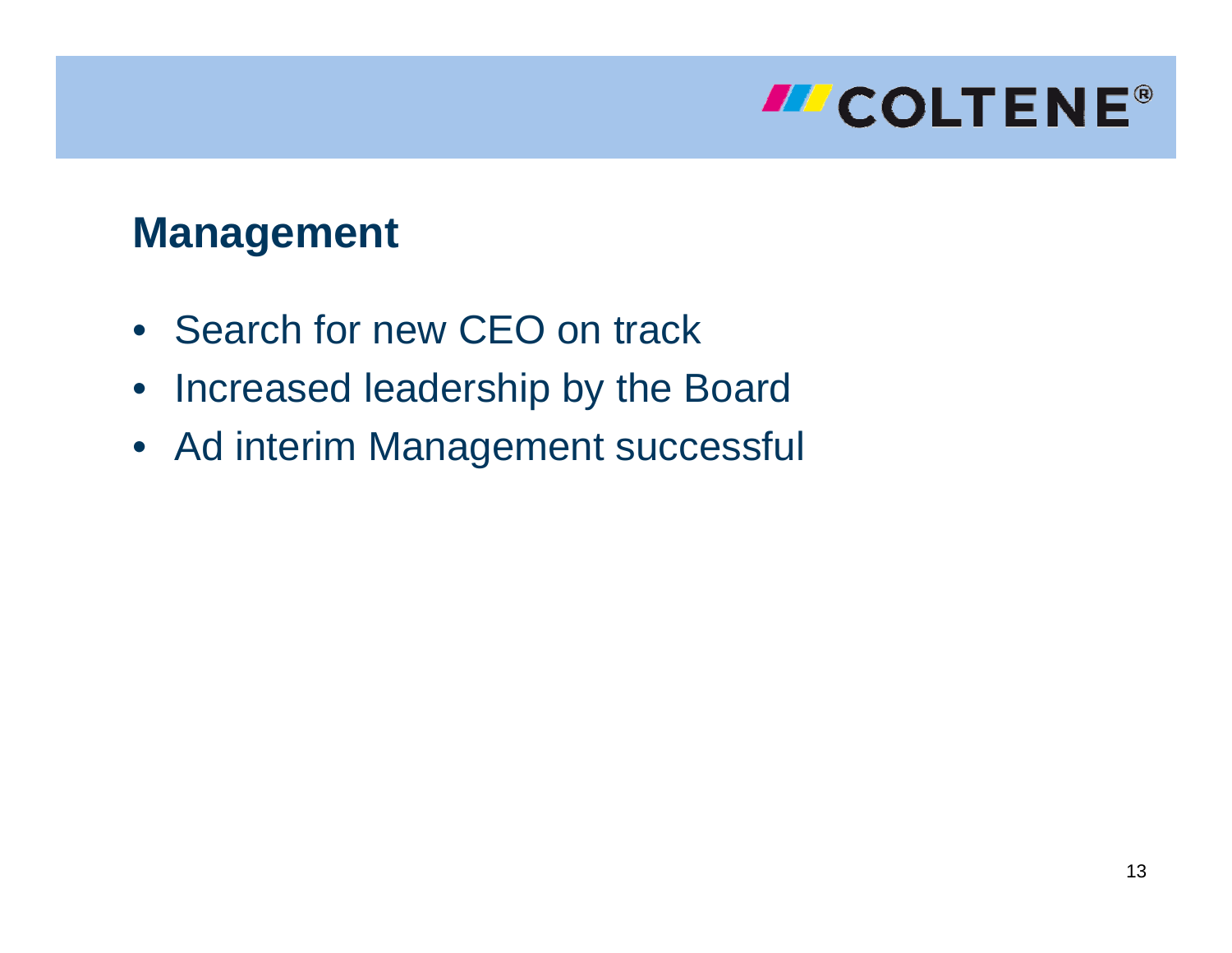# Management

- Search for new CEO on track
- Increased leadership by the Board
- Ad interim Management successful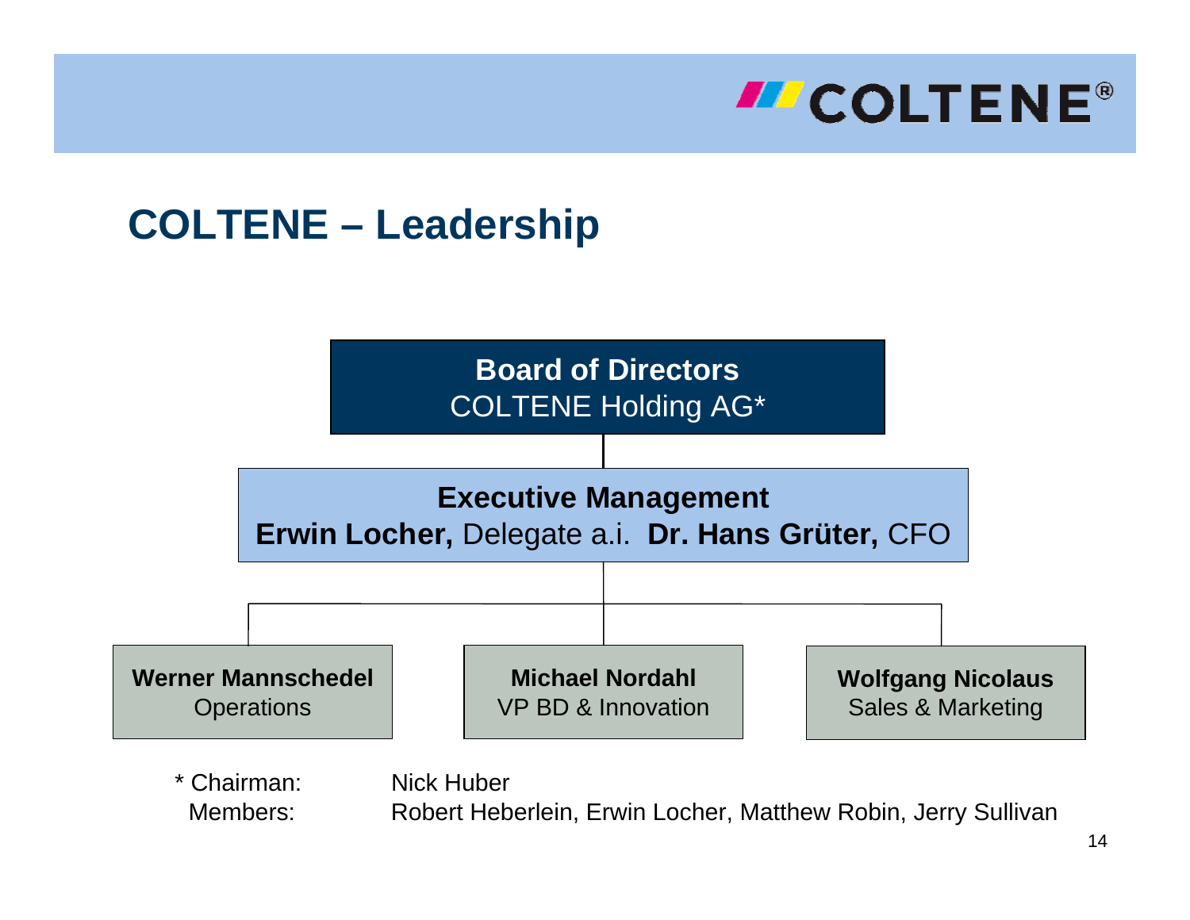## COLTENE – Leadership

**Board of Directors**
COLTENE Holding AG*

**Executive Management**
**Erwin Locher,** Delegate a.i. **Dr. Hans Grüter,** CFO

**Werner Mannschedel**
Operations

**Michael Nordahl**
VP BD & Innovation

**Wolfgang Nicolaus**
Sales & Marketing

\* Chairman: Nick Huber
Members: Robert Heberlein, Erwin Locher, Matthew Robin, Jerry Sullivan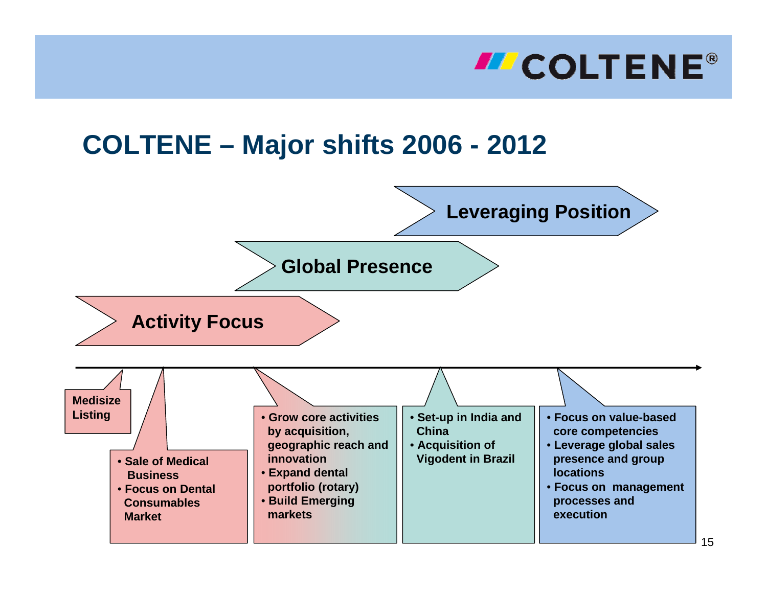# COLTENE – Major shifts 2006 - 2012

**Leveraging Position**

**Global Presence**

**Activity Focus**

**Medisize Listing**

- **Sale of Medical Business**
- **Focus on Dental Consumables Market**

- **Grow core activities by acquisition, geographic reach and innovation**
- **Expand dental portfolio (rotary)**
- **Build Emerging markets**

- **Set-up in India and China**
- **Acquisition of Vigodent in Brazil**

- **Focus on value-based core competencies**
- **Leverage global sales presence and group locations**
- **Focus on management processes and execution**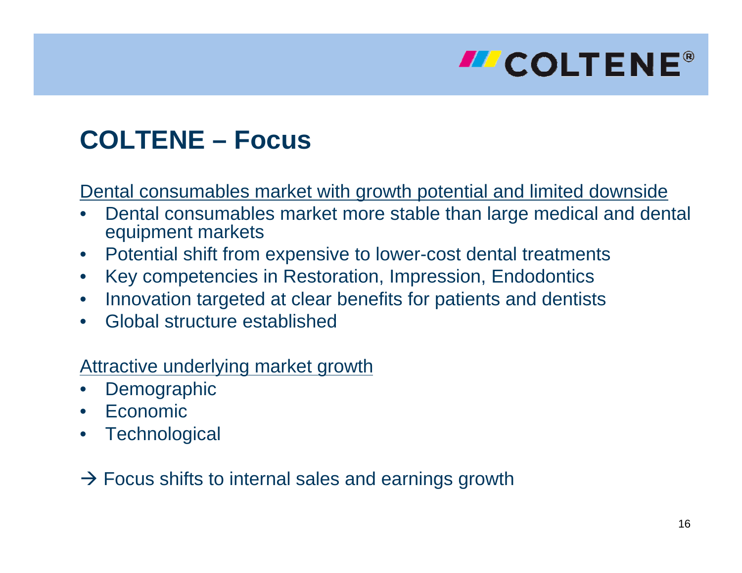# COLTENE – Focus

Dental consumables market with growth potential and limited downside

- Dental consumables market more stable than large medical and dental equipment markets
- Potential shift from expensive to lower-cost dental treatments
- Key competencies in Restoration, Impression, Endodontics
- Innovation targeted at clear benefits for patients and dentists
- Global structure established

Attractive underlying market growth

- Demographic
- Economic
- Technological

→ Focus shifts to internal sales and earnings growth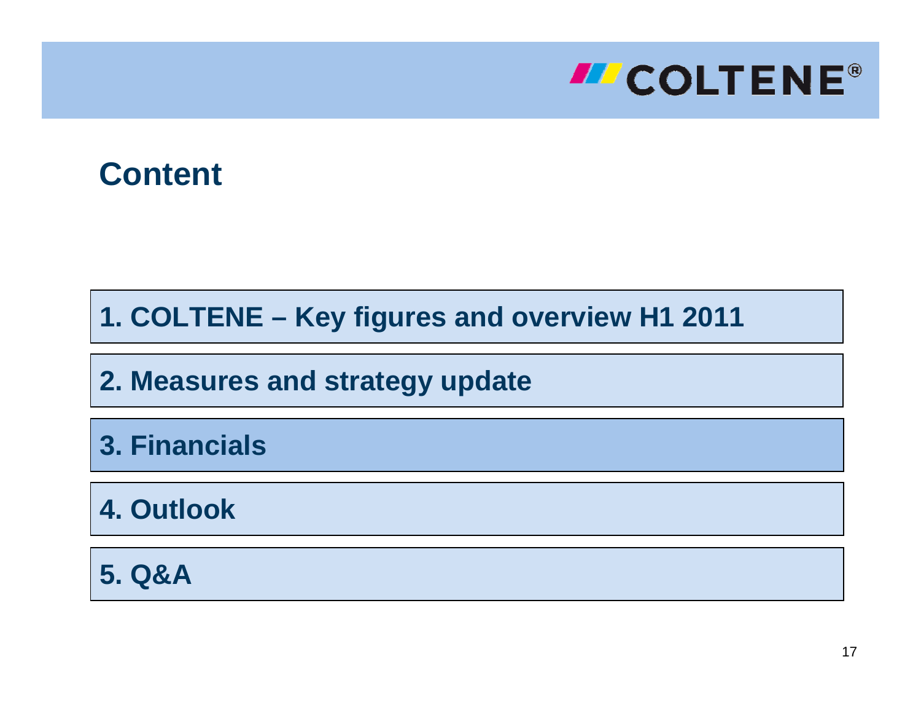# Content

1. COLTENE – Key figures and overview H1 2011
2. Measures and strategy update
3. Financials
4. Outlook
5. Q&A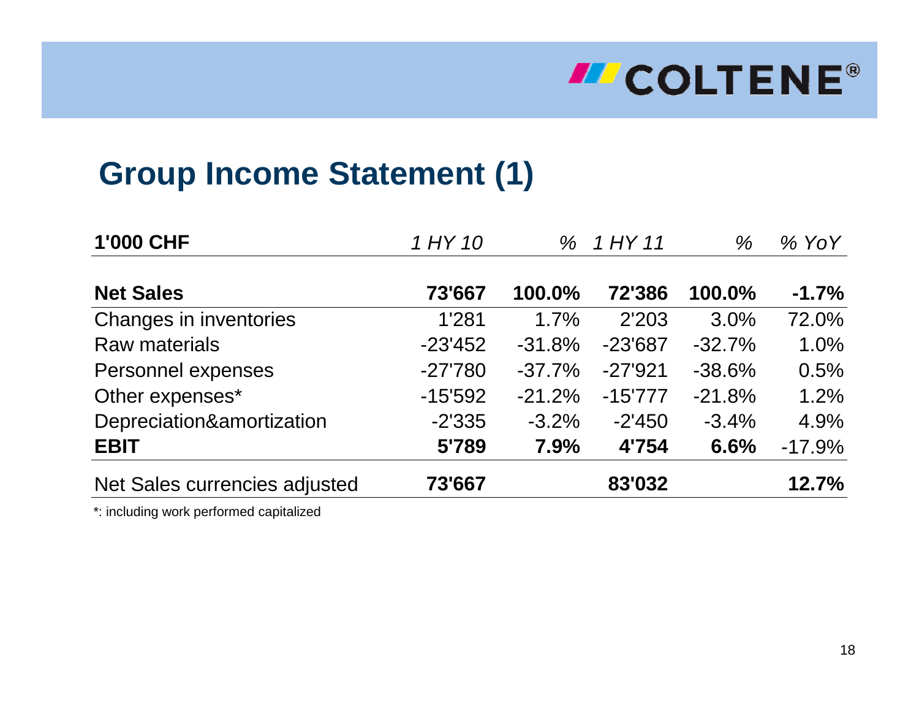## Group Income Statement (1)

| **1'000 CHF** | *1 HY 10* | *%* | *1 HY 11* | *%* | *% YoY* |
|---|---|---|---|---|---|
| **Net Sales** | **73'667** | **100.0%** | **72'386** | **100.0%** | **-1.7%** |
| Changes in inventories | 1'281 | 1.7% | 2'203 | 3.0% | 72.0% |
| Raw materials | -23'452 | -31.8% | -23'687 | -32.7% | 1.0% |
| Personnel expenses | -27'780 | -37.7% | -27'921 | -38.6% | 0.5% |
| Other expenses* | -15'592 | -21.2% | -15'777 | -21.8% | 1.2% |
| Depreciation&amortization | -2'335 | -3.2% | -2'450 | -3.4% | 4.9% |
| **EBIT** | **5'789** | **7.9%** | **4'754** | **6.6%** | -17.9% |
| Net Sales currencies adjusted | **73'667** | | **83'032** | | **12.7%** |

*: including work performed capitalized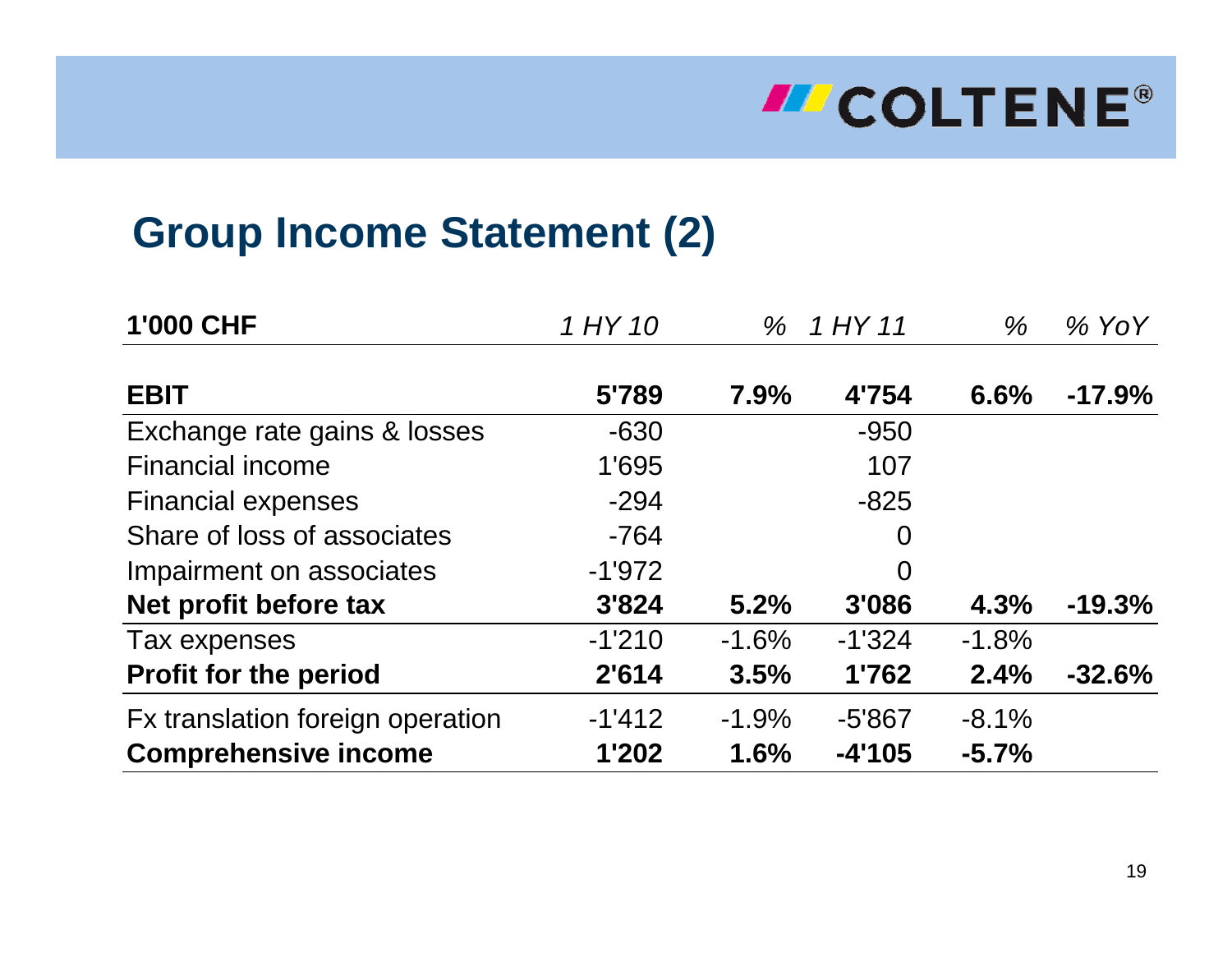## Group Income Statement (2)

| 1'000 CHF | *1 HY 10* | *%* | *1 HY 11* | *%* | *% YoY* |
|---|---|---|---|---|---|
| **EBIT** | **5'789** | **7.9%** | **4'754** | **6.6%** | **-17.9%** |
| Exchange rate gains & losses | -630 | | -950 | | |
| Financial income | 1'695 | | 107 | | |
| Financial expenses | -294 | | -825 | | |
| Share of loss of associates | -764 | | 0 | | |
| Impairment on associates | -1'972 | | 0 | | |
| **Net profit before tax** | **3'824** | **5.2%** | **3'086** | **4.3%** | **-19.3%** |
| Tax expenses | -1'210 | -1.6% | -1'324 | -1.8% | |
| **Profit for the period** | **2'614** | **3.5%** | **1'762** | **2.4%** | **-32.6%** |
| Fx translation foreign operation | -1'412 | -1.9% | -5'867 | -8.1% | |
| **Comprehensive income** | **1'202** | **1.6%** | **-4'105** | **-5.7%** | |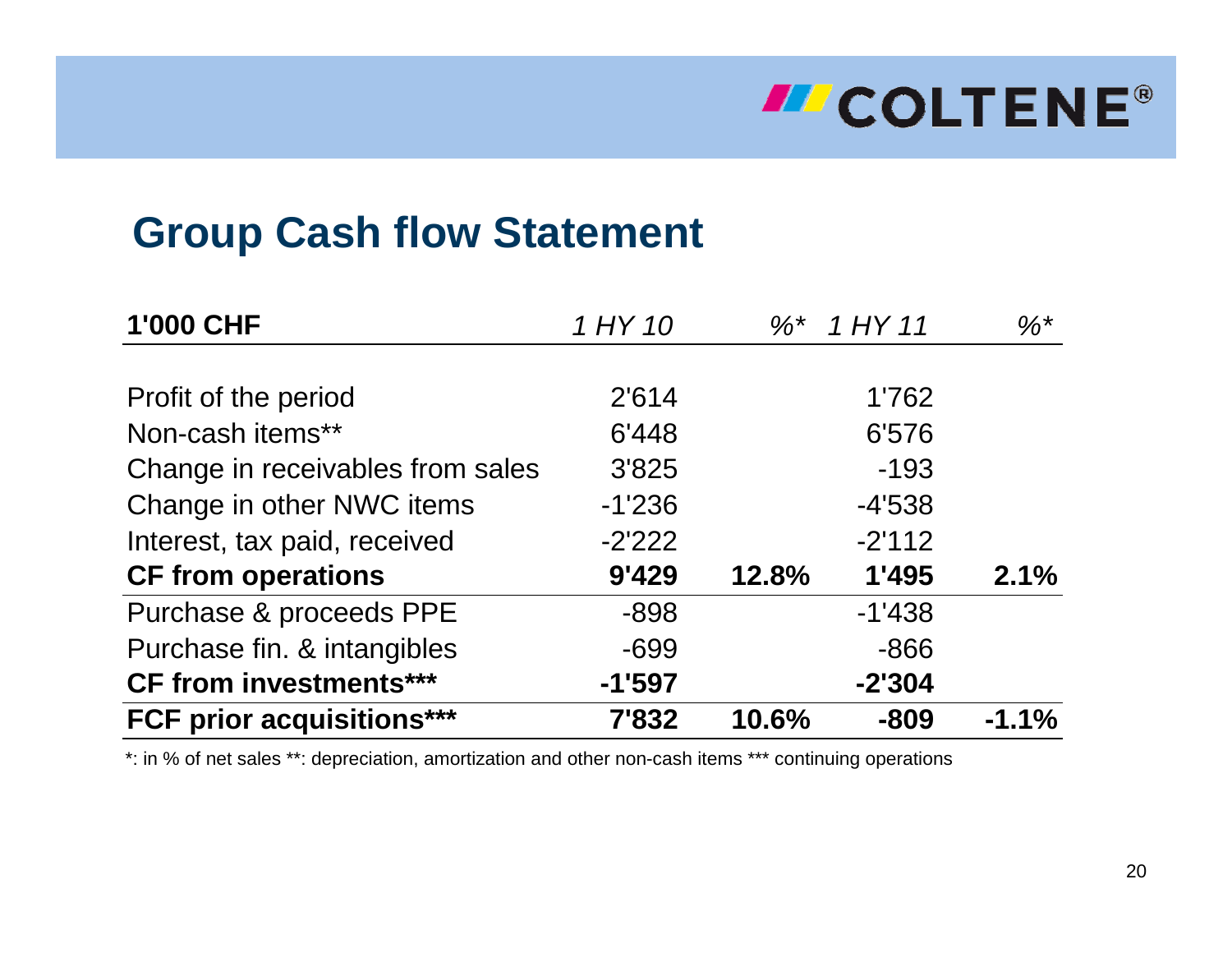## Group Cash flow Statement

| **1'000 CHF** | *1 HY 10* | *%** | *1 HY 11* | *%** |
|---|---|---|---|---|
| Profit of the period | 2'614 | | 1'762 | |
| Non-cash items** | 6'448 | | 6'576 | |
| Change in receivables from sales | 3'825 | | -193 | |
| Change in other NWC items | -1'236 | | -4'538 | |
| Interest, tax paid, received | -2'222 | | -2'112 | |
| **CF from operations** | **9'429** | **12.8%** | **1'495** | **2.1%** |
| Purchase & proceeds PPE | -898 | | -1'438 | |
| Purchase fin. & intangibles | -699 | | -866 | |
| **CF from investments*** ** | **-1'597** | | **-2'304** | |
| **FCF prior acquisitions*** ** | **7'832** | **10.6%** | **-809** | **-1.1%** |

*: in % of net sales **: depreciation, amortization and other non-cash items *** continuing operations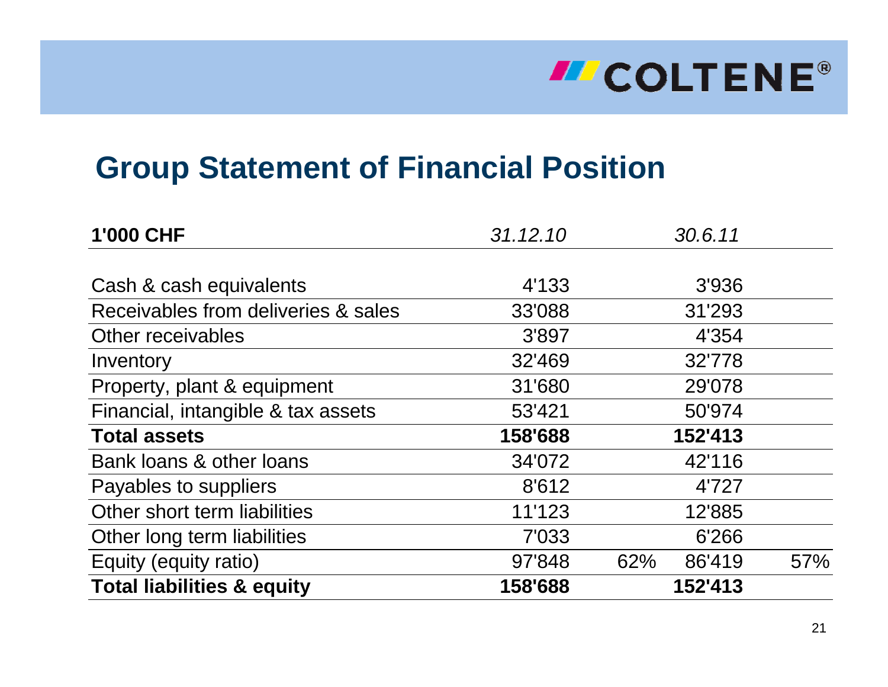## Group Statement of Financial Position

| 1'000 CHF | *31.12.10* | | *30.6.11* | |
|---|---|---|---|---|
| Cash & cash equivalents | 4'133 | | 3'936 | |
| Receivables from deliveries & sales | 33'088 | | 31'293 | |
| Other receivables | 3'897 | | 4'354 | |
| Inventory | 32'469 | | 32'778 | |
| Property, plant & equipment | 31'680 | | 29'078 | |
| Financial, intangible & tax assets | 53'421 | | 50'974 | |
| **Total assets** | **158'688** | | **152'413** | |
| Bank loans & other loans | 34'072 | | 42'116 | |
| Payables to suppliers | 8'612 | | 4'727 | |
| Other short term liabilities | 11'123 | | 12'885 | |
| Other long term liabilities | 7'033 | | 6'266 | |
| Equity (equity ratio) | 97'848 | 62% | 86'419 | 57% |
| **Total liabilities & equity** | **158'688** | | **152'413** | |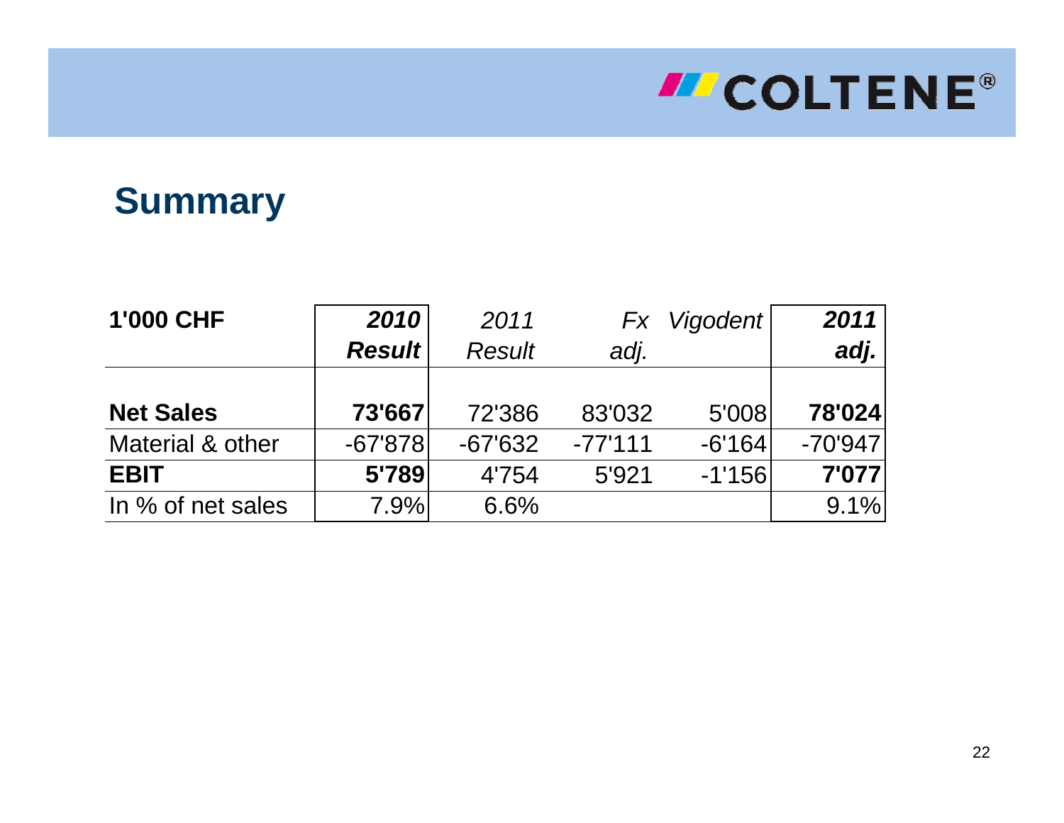## Summary

| 1'000 CHF | *2010 Result* | *2011 Result* | *Fx adj.* | *Vigodent* | *2011 adj.* |
|---|---|---|---|---|---|
| **Net Sales** | **73'667** | 72'386 | 83'032 | 5'008 | **78'024** |
| Material & other | -67'878 | -67'632 | -77'111 | -6'164 | -70'947 |
| **EBIT** | **5'789** | 4'754 | 5'921 | -1'156 | **7'077** |
| In % of net sales | 7.9% | 6.6% | | | 9.1% |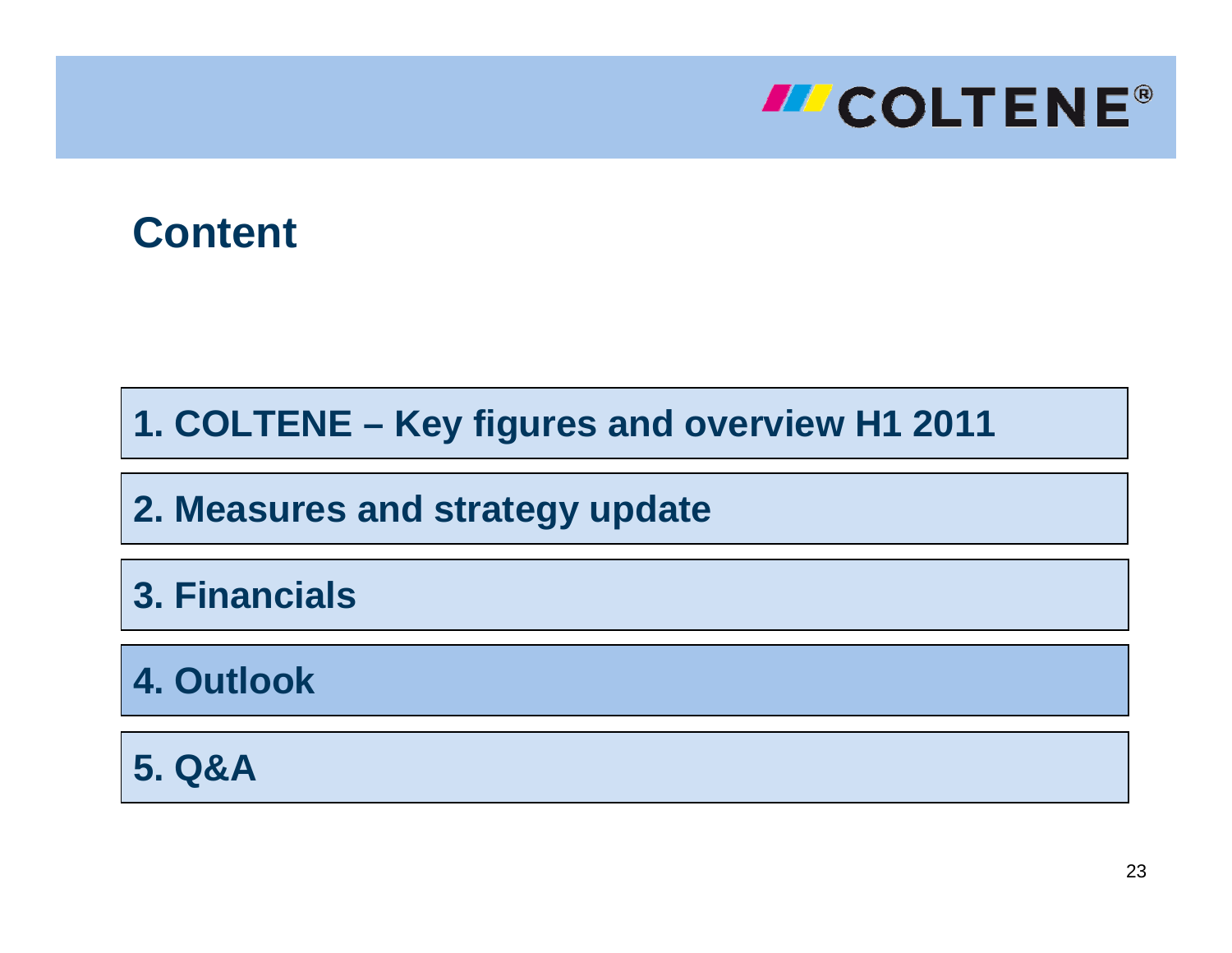# Content

1. COLTENE – Key figures and overview H1 2011
2. Measures and strategy update
3. Financials
4. Outlook
5. Q&A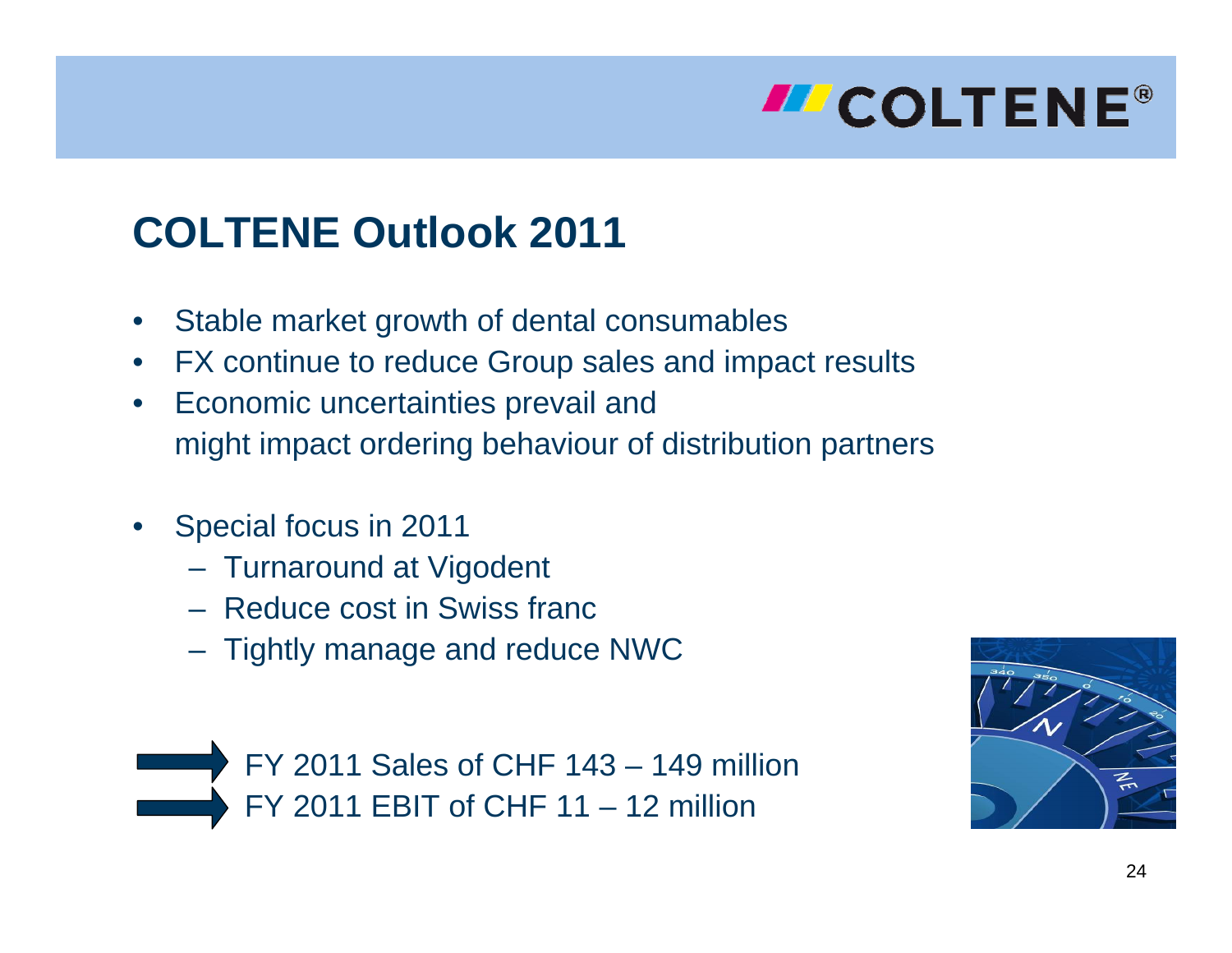# COLTENE Outlook 2011

- Stable market growth of dental consumables
- FX continue to reduce Group sales and impact results
- Economic uncertainties prevail and might impact ordering behaviour of distribution partners

- Special focus in 2011
  - Turnaround at Vigodent
  - Reduce cost in Swiss franc
  - Tightly manage and reduce NWC

➡ FY 2011 Sales of CHF 143 – 149 million

➡ FY 2011 EBIT of CHF 11 – 12 million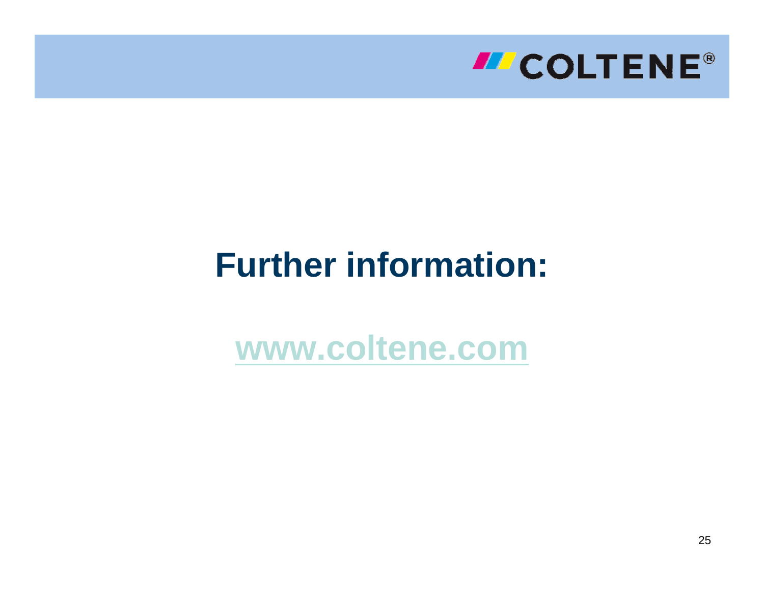COLTENE®

# Further information:

[www.coltene.com](http://www.coltene.com)